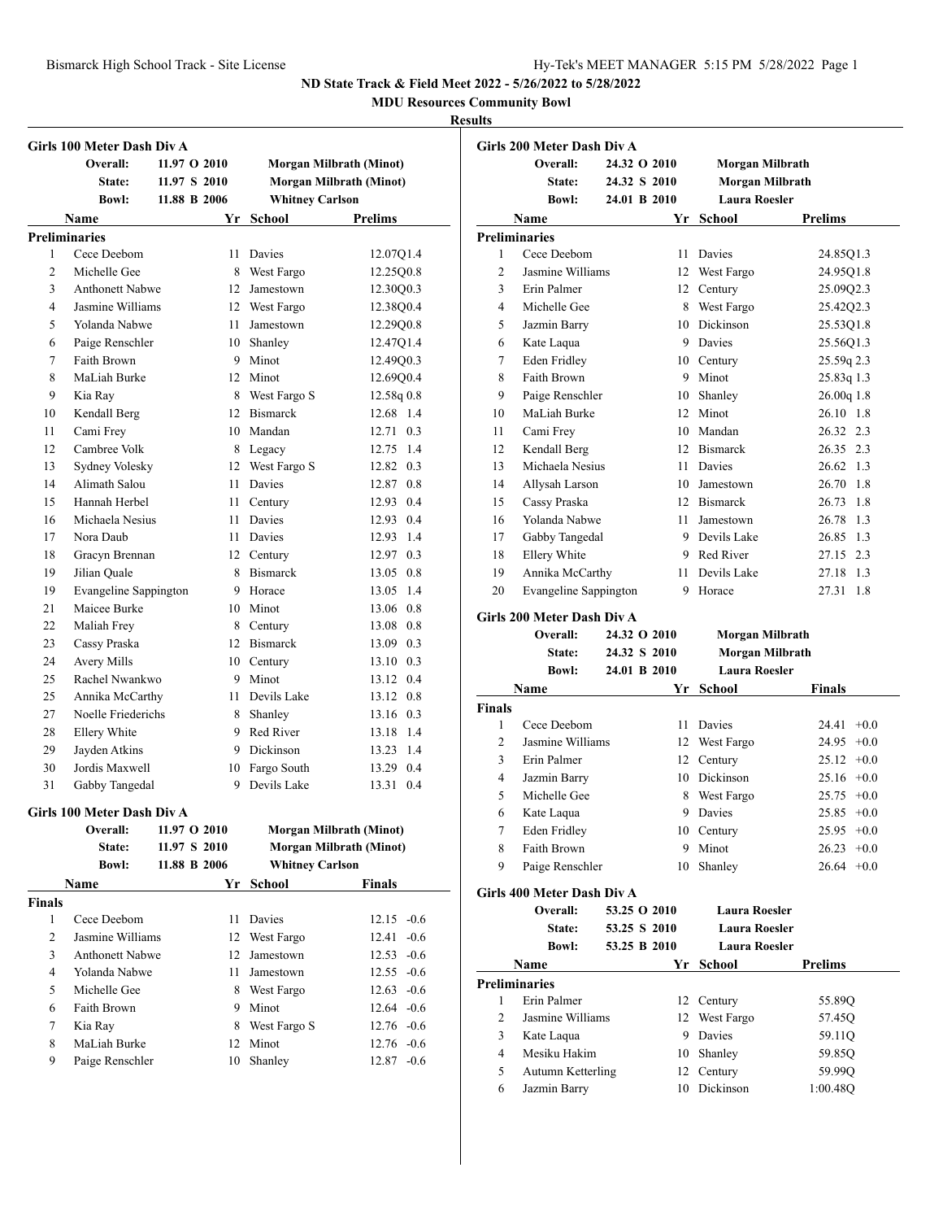**ND State Track & Field Meet 2022 - 5/26/2022 to 5/28/2022**

**MDU Resources Community Bowl**

**Results**

### Girls 100 Meter Dash Div A

| | | | |
|---|---|---|---|
| Overall: | 11.97 O 2010 | Morgan Milbrath (Minot) |
| State: | 11.97 S 2010 | Morgan Milbrath (Minot) |
| Bowl: | 11.88 B 2006 | Whitney Carlson |

**Preliminaries**

| | Name | Yr | School | Prelims | Wind |
|---|---|---|---|---|---|
| 1 | Cece Deebom | 11 | Davies | 12.07Q | 1.4 |
| 2 | Michelle Gee | 8 | West Fargo | 12.25Q | 0.8 |
| 3 | Anthonett Nabwe | 12 | Jamestown | 12.30Q | 0.3 |
| 4 | Jasmine Williams | 12 | West Fargo | 12.38Q | 0.4 |
| 5 | Yolanda Nabwe | 11 | Jamestown | 12.29Q | 0.8 |
| 6 | Paige Renschler | 10 | Shanley | 12.47Q | 1.4 |
| 7 | Faith Brown | 9 | Minot | 12.49Q | 0.3 |
| 8 | MaLiah Burke | 12 | Minot | 12.69Q | 0.4 |
| 9 | Kia Ray | 8 | West Fargo S | 12.58q | 0.8 |
| 10 | Kendall Berg | 12 | Bismarck | 12.68 | 1.4 |
| 11 | Cami Frey | 10 | Mandan | 12.71 | 0.3 |
| 12 | Cambree Volk | 8 | Legacy | 12.75 | 1.4 |
| 13 | Sydney Volesky | 12 | West Fargo S | 12.82 | 0.3 |
| 14 | Alimath Salou | 11 | Davies | 12.87 | 0.8 |
| 15 | Hannah Herbel | 11 | Century | 12.93 | 0.4 |
| 16 | Michaela Nesius | 11 | Davies | 12.93 | 0.4 |
| 17 | Nora Daub | 11 | Davies | 12.93 | 1.4 |
| 18 | Gracyn Brennan | 12 | Century | 12.97 | 0.3 |
| 19 | Jilian Quale | 8 | Bismarck | 13.05 | 0.8 |
| 19 | Evangeline Sappington | 9 | Horace | 13.05 | 1.4 |
| 21 | Maicee Burke | 10 | Minot | 13.06 | 0.8 |
| 22 | Maliah Frey | 8 | Century | 13.08 | 0.8 |
| 23 | Cassy Praska | 12 | Bismarck | 13.09 | 0.3 |
| 24 | Avery Mills | 10 | Century | 13.10 | 0.3 |
| 25 | Rachel Nwankwo | 9 | Minot | 13.12 | 0.4 |
| 25 | Annika McCarthy | 11 | Devils Lake | 13.12 | 0.8 |
| 27 | Noelle Friederichs | 8 | Shanley | 13.16 | 0.3 |
| 28 | Ellery White | 9 | Red River | 13.18 | 1.4 |
| 29 | Jayden Atkins | 9 | Dickinson | 13.23 | 1.4 |
| 30 | Jordis Maxwell | 10 | Fargo South | 13.29 | 0.4 |
| 31 | Gabby Tangedal | 9 | Devils Lake | 13.31 | 0.4 |

### Girls 100 Meter Dash Div A

| | | | |
|---|---|---|---|
| Overall: | 11.97 O 2010 | Morgan Milbrath (Minot) |
| State: | 11.97 S 2010 | Morgan Milbrath (Minot) |
| Bowl: | 11.88 B 2006 | Whitney Carlson |

**Finals**

| | Name | Yr | School | Finals | Wind |
|---|---|---|---|---|---|
| 1 | Cece Deebom | 11 | Davies | 12.15 | -0.6 |
| 2 | Jasmine Williams | 12 | West Fargo | 12.41 | -0.6 |
| 3 | Anthonett Nabwe | 12 | Jamestown | 12.53 | -0.6 |
| 4 | Yolanda Nabwe | 11 | Jamestown | 12.55 | -0.6 |
| 5 | Michelle Gee | 8 | West Fargo | 12.63 | -0.6 |
| 6 | Faith Brown | 9 | Minot | 12.64 | -0.6 |
| 7 | Kia Ray | 8 | West Fargo S | 12.76 | -0.6 |
| 8 | MaLiah Burke | 12 | Minot | 12.76 | -0.6 |
| 9 | Paige Renschler | 10 | Shanley | 12.87 | -0.6 |

### Girls 200 Meter Dash Div A

| | | | |
|---|---|---|---|
| Overall: | 24.32 O 2010 | Morgan Milbrath |
| State: | 24.32 S 2010 | Morgan Milbrath |
| Bowl: | 24.01 B 2010 | Laura Roesler |

**Preliminaries**

| | Name | Yr | School | Prelims | Wind |
|---|---|---|---|---|---|
| 1 | Cece Deebom | 11 | Davies | 24.85Q | 1.3 |
| 2 | Jasmine Williams | 12 | West Fargo | 24.95Q | 1.8 |
| 3 | Erin Palmer | 12 | Century | 25.09Q | 2.3 |
| 4 | Michelle Gee | 8 | West Fargo | 25.42Q | 2.3 |
| 5 | Jazmin Barry | 10 | Dickinson | 25.53Q | 1.8 |
| 6 | Kate Laqua | 9 | Davies | 25.56Q | 1.3 |
| 7 | Eden Fridley | 10 | Century | 25.59q | 2.3 |
| 8 | Faith Brown | 9 | Minot | 25.83q | 1.3 |
| 9 | Paige Renschler | 10 | Shanley | 26.00q | 1.8 |
| 10 | MaLiah Burke | 12 | Minot | 26.10 | 1.8 |
| 11 | Cami Frey | 10 | Mandan | 26.32 | 2.3 |
| 12 | Kendall Berg | 12 | Bismarck | 26.35 | 2.3 |
| 13 | Michaela Nesius | 11 | Davies | 26.62 | 1.3 |
| 14 | Allysah Larson | 10 | Jamestown | 26.70 | 1.8 |
| 15 | Cassy Praska | 12 | Bismarck | 26.73 | 1.8 |
| 16 | Yolanda Nabwe | 11 | Jamestown | 26.78 | 1.3 |
| 17 | Gabby Tangedal | 9 | Devils Lake | 26.85 | 1.3 |
| 18 | Ellery White | 9 | Red River | 27.15 | 2.3 |
| 19 | Annika McCarthy | 11 | Devils Lake | 27.18 | 1.3 |
| 20 | Evangeline Sappington | 9 | Horace | 27.31 | 1.8 |

### Girls 200 Meter Dash Div A

| | | | |
|---|---|---|---|
| Overall: | 24.32 O 2010 | Morgan Milbrath |
| State: | 24.32 S 2010 | Morgan Milbrath |
| Bowl: | 24.01 B 2010 | Laura Roesler |

**Finals**

| | Name | Yr | School | Finals | Wind |
|---|---|---|---|---|---|
| 1 | Cece Deebom | 11 | Davies | 24.41 | +0.0 |
| 2 | Jasmine Williams | 12 | West Fargo | 24.95 | +0.0 |
| 3 | Erin Palmer | 12 | Century | 25.12 | +0.0 |
| 4 | Jazmin Barry | 10 | Dickinson | 25.16 | +0.0 |
| 5 | Michelle Gee | 8 | West Fargo | 25.75 | +0.0 |
| 6 | Kate Laqua | 9 | Davies | 25.85 | +0.0 |
| 7 | Eden Fridley | 10 | Century | 25.95 | +0.0 |
| 8 | Faith Brown | 9 | Minot | 26.23 | +0.0 |
| 9 | Paige Renschler | 10 | Shanley | 26.64 | +0.0 |

### Girls 400 Meter Dash Div A

| | | | |
|---|---|---|---|
| Overall: | 53.25 O 2010 | Laura Roesler |
| State: | 53.25 S 2010 | Laura Roesler |
| Bowl: | 53.25 B 2010 | Laura Roesler |

**Preliminaries**

| | Name | Yr | School | Prelims |
|---|---|---|---|---|
| 1 | Erin Palmer | 12 | Century | 55.89Q |
| 2 | Jasmine Williams | 12 | West Fargo | 57.45Q |
| 3 | Kate Laqua | 9 | Davies | 59.11Q |
| 4 | Mesiku Hakim | 10 | Shanley | 59.85Q |
| 5 | Autumn Ketterling | 12 | Century | 59.99Q |
| 6 | Jazmin Barry | 10 | Dickinson | 1:00.48Q |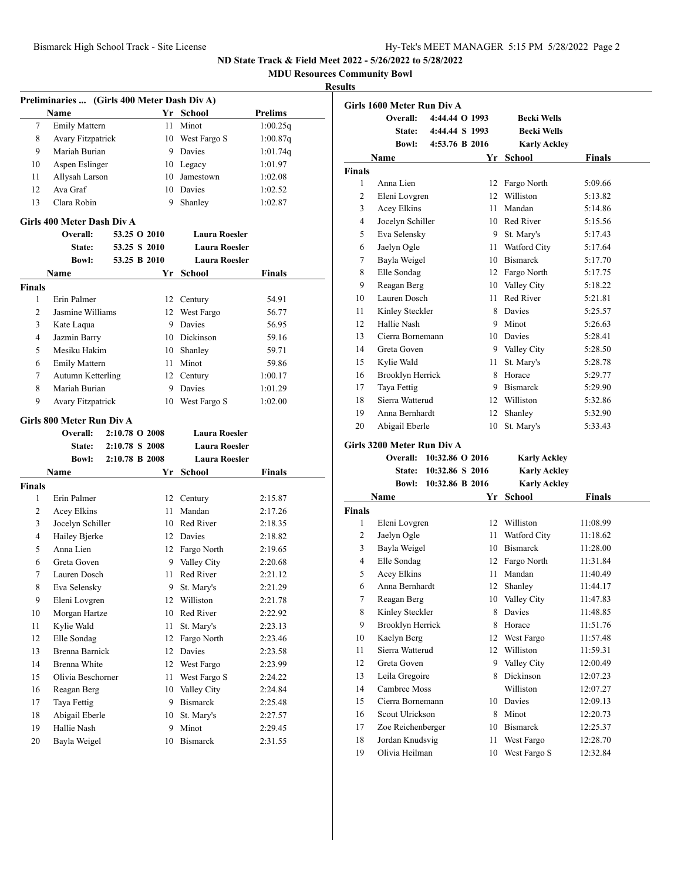ND State Track & Field Meet 2022 - 5/26/2022 to 5/28/2022

MDU Resources Community Bowl

## Results

### Preliminaries ... (Girls 400 Meter Dash Div A)

| | Name | Yr | School | Prelims |
|---|---|---|---|---|
| 7 | Emily Mattern | 11 | Minot | 1:00.25q |
| 8 | Avary Fitzpatrick | 10 | West Fargo S | 1:00.87q |
| 9 | Mariah Burian | 9 | Davies | 1:01.74q |
| 10 | Aspen Eslinger | 10 | Legacy | 1:01.97 |
| 11 | Allysah Larson | 10 | Jamestown | 1:02.08 |
| 12 | Ava Graf | 10 | Davies | 1:02.52 |
| 13 | Clara Robin | 9 | Shanley | 1:02.87 |

### Girls 400 Meter Dash Div A

Overall: 53.25 O 2010 Laura Roesler
State: 53.25 S 2010 Laura Roesler
Bowl: 53.25 B 2010 Laura Roesler

| | Name | Yr | School | Finals |
|---|---|---|---|---|
| **Finals** | | | | |
| 1 | Erin Palmer | 12 | Century | 54.91 |
| 2 | Jasmine Williams | 12 | West Fargo | 56.77 |
| 3 | Kate Laqua | 9 | Davies | 56.95 |
| 4 | Jazmin Barry | 10 | Dickinson | 59.16 |
| 5 | Mesiku Hakim | 10 | Shanley | 59.71 |
| 6 | Emily Mattern | 11 | Minot | 59.86 |
| 7 | Autumn Ketterling | 12 | Century | 1:00.17 |
| 8 | Mariah Burian | 9 | Davies | 1:01.29 |
| 9 | Avary Fitzpatrick | 10 | West Fargo S | 1:02.00 |

### Girls 800 Meter Run Div A

Overall: 2:10.78 O 2008 Laura Roesler
State: 2:10.78 S 2008 Laura Roesler
Bowl: 2:10.78 B 2008 Laura Roesler

| | Name | Yr | School | Finals |
|---|---|---|---|---|
| **Finals** | | | | |
| 1 | Erin Palmer | 12 | Century | 2:15.87 |
| 2 | Acey Elkins | 11 | Mandan | 2:17.26 |
| 3 | Jocelyn Schiller | 10 | Red River | 2:18.35 |
| 4 | Hailey Bjerke | 12 | Davies | 2:18.82 |
| 5 | Anna Lien | 12 | Fargo North | 2:19.65 |
| 6 | Greta Goven | 9 | Valley City | 2:20.68 |
| 7 | Lauren Dosch | 11 | Red River | 2:21.12 |
| 8 | Eva Selensky | 9 | St. Mary's | 2:21.29 |
| 9 | Eleni Lovgren | 12 | Williston | 2:21.78 |
| 10 | Morgan Hartze | 10 | Red River | 2:22.92 |
| 11 | Kylie Wald | 11 | St. Mary's | 2:23.13 |
| 12 | Elle Sondag | 12 | Fargo North | 2:23.46 |
| 13 | Brenna Barnick | 12 | Davies | 2:23.58 |
| 14 | Brenna White | 12 | West Fargo | 2:23.99 |
| 15 | Olivia Beschorner | 11 | West Fargo S | 2:24.22 |
| 16 | Reagan Berg | 10 | Valley City | 2:24.84 |
| 17 | Taya Fettig | 9 | Bismarck | 2:25.48 |
| 18 | Abigail Eberle | 10 | St. Mary's | 2:27.57 |
| 19 | Hallie Nash | 9 | Minot | 2:29.45 |
| 20 | Bayla Weigel | 10 | Bismarck | 2:31.55 |

### Girls 1600 Meter Run Div A

Overall: 4:44.44 O 1993 Becki Wells
State: 4:44.44 S 1993 Becki Wells
Bowl: 4:53.76 B 2016 Karly Ackley

| | Name | Yr | School | Finals |
|---|---|---|---|---|
| **Finals** | | | | |
| 1 | Anna Lien | 12 | Fargo North | 5:09.66 |
| 2 | Eleni Lovgren | 12 | Williston | 5:13.82 |
| 3 | Acey Elkins | 11 | Mandan | 5:14.86 |
| 4 | Jocelyn Schiller | 10 | Red River | 5:15.56 |
| 5 | Eva Selensky | 9 | St. Mary's | 5:17.43 |
| 6 | Jaelyn Ogle | 11 | Watford City | 5:17.64 |
| 7 | Bayla Weigel | 10 | Bismarck | 5:17.70 |
| 8 | Elle Sondag | 12 | Fargo North | 5:17.75 |
| 9 | Reagan Berg | 10 | Valley City | 5:18.22 |
| 10 | Lauren Dosch | 11 | Red River | 5:21.81 |
| 11 | Kinley Steckler | 8 | Davies | 5:25.57 |
| 12 | Hallie Nash | 9 | Minot | 5:26.63 |
| 13 | Cierra Bornemann | 10 | Davies | 5:28.41 |
| 14 | Greta Goven | 9 | Valley City | 5:28.50 |
| 15 | Kylie Wald | 11 | St. Mary's | 5:28.78 |
| 16 | Brooklyn Herrick | 8 | Horace | 5:29.77 |
| 17 | Taya Fettig | 9 | Bismarck | 5:29.90 |
| 18 | Sierra Watterud | 12 | Williston | 5:32.86 |
| 19 | Anna Bernhardt | 12 | Shanley | 5:32.90 |
| 20 | Abigail Eberle | 10 | St. Mary's | 5:33.43 |

### Girls 3200 Meter Run Div A

Overall: 10:32.86 O 2016 Karly Ackley
State: 10:32.86 S 2016 Karly Ackley
Bowl: 10:32.86 B 2016 Karly Ackley

| | Name | Yr | School | Finals |
|---|---|---|---|---|
| **Finals** | | | | |
| 1 | Eleni Lovgren | 12 | Williston | 11:08.99 |
| 2 | Jaelyn Ogle | 11 | Watford City | 11:18.62 |
| 3 | Bayla Weigel | 10 | Bismarck | 11:28.00 |
| 4 | Elle Sondag | 12 | Fargo North | 11:31.84 |
| 5 | Acey Elkins | 11 | Mandan | 11:40.49 |
| 6 | Anna Bernhardt | 12 | Shanley | 11:44.17 |
| 7 | Reagan Berg | 10 | Valley City | 11:47.83 |
| 8 | Kinley Steckler | 8 | Davies | 11:48.85 |
| 9 | Brooklyn Herrick | 8 | Horace | 11:51.76 |
| 10 | Kaelyn Berg | 12 | West Fargo | 11:57.48 |
| 11 | Sierra Watterud | 12 | Williston | 11:59.31 |
| 12 | Greta Goven | 9 | Valley City | 12:00.49 |
| 13 | Leila Gregoire | 8 | Dickinson | 12:07.23 |
| 14 | Cambree Moss | | Williston | 12:07.27 |
| 15 | Cierra Bornemann | 10 | Davies | 12:09.13 |
| 16 | Scout Ulrickson | 8 | Minot | 12:20.73 |
| 17 | Zoe Reichenberger | 10 | Bismarck | 12:25.37 |
| 18 | Jordan Knudsvig | 11 | West Fargo | 12:28.70 |
| 19 | Olivia Heilman | 10 | West Fargo S | 12:32.84 |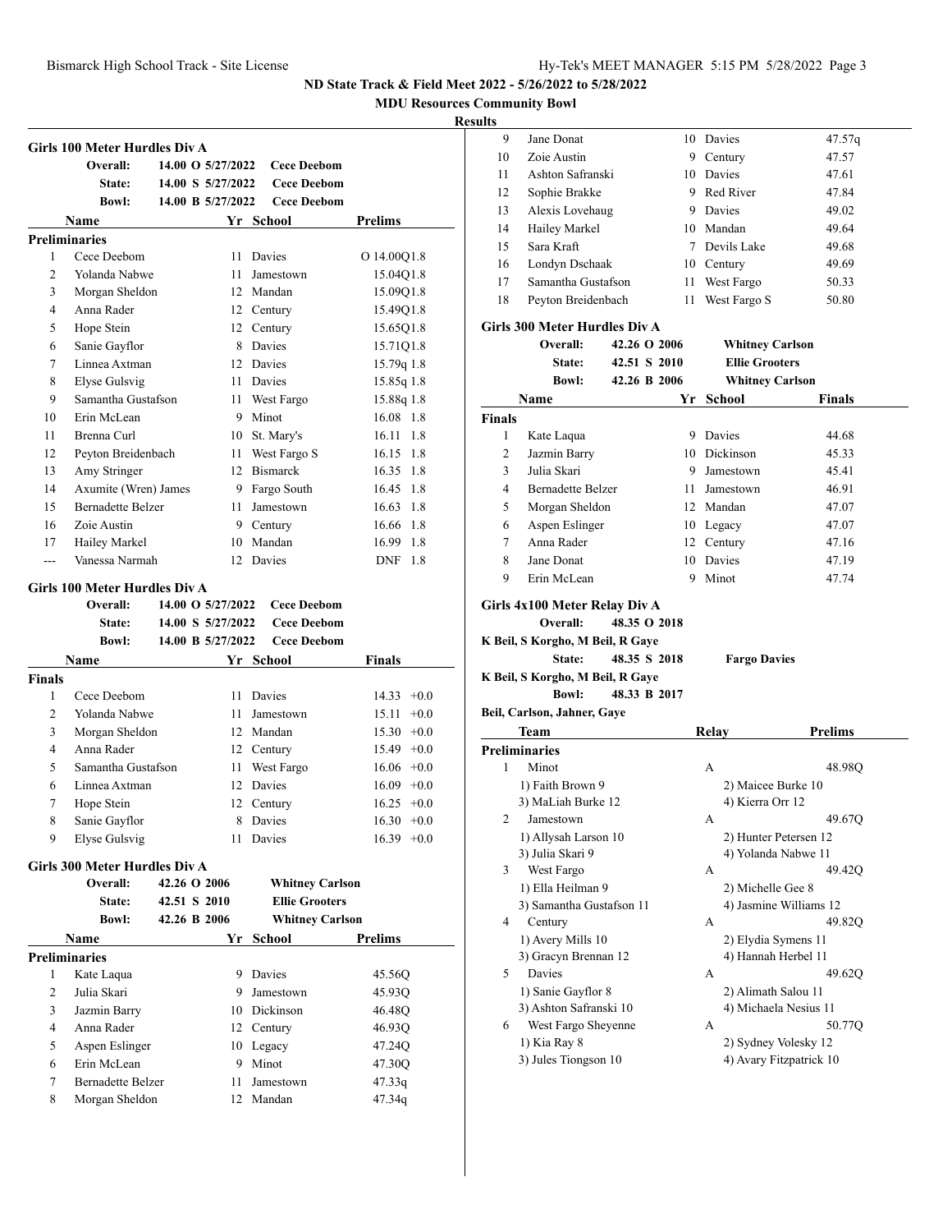ND State Track & Field Meet 2022 - 5/26/2022 to 5/28/2022

MDU Resources Community Bowl

Results

### Girls 100 Meter Hurdles Div A

**Overall:** 14.00 O 5/27/2022 **Cece Deebom**
**State:** 14.00 S 5/27/2022 **Cece Deebom**
**Bowl:** 14.00 B 5/27/2022 **Cece Deebom**

| | Name | Yr | School | Prelims | |
|---|---|---|---|---|---|
| **Preliminaries** | | | | | |
| 1 | Cece Deebom | 11 | Davies | O 14.00Q | 1.8 |
| 2 | Yolanda Nabwe | 11 | Jamestown | 15.04Q | 1.8 |
| 3 | Morgan Sheldon | 12 | Mandan | 15.09Q | 1.8 |
| 4 | Anna Rader | 12 | Century | 15.49Q | 1.8 |
| 5 | Hope Stein | 12 | Century | 15.65Q | 1.8 |
| 6 | Sanie Gayflor | 8 | Davies | 15.71Q | 1.8 |
| 7 | Linnea Axtman | 12 | Davies | 15.79q | 1.8 |
| 8 | Elyse Gulsvig | 11 | Davies | 15.85q | 1.8 |
| 9 | Samantha Gustafson | 11 | West Fargo | 15.88q | 1.8 |
| 10 | Erin McLean | 9 | Minot | 16.08 | 1.8 |
| 11 | Brenna Curl | 10 | St. Mary's | 16.11 | 1.8 |
| 12 | Peyton Breidenbach | 11 | West Fargo S | 16.15 | 1.8 |
| 13 | Amy Stringer | 12 | Bismarck | 16.35 | 1.8 |
| 14 | Axumite (Wren) James | 9 | Fargo South | 16.45 | 1.8 |
| 15 | Bernadette Belzer | 11 | Jamestown | 16.63 | 1.8 |
| 16 | Zoie Austin | 9 | Century | 16.66 | 1.8 |
| 17 | Hailey Markel | 10 | Mandan | 16.99 | 1.8 |
| --- | Vanessa Narmah | 12 | Davies | DNF | 1.8 |

### Girls 100 Meter Hurdles Div A

**Overall:** 14.00 O 5/27/2022 **Cece Deebom**
**State:** 14.00 S 5/27/2022 **Cece Deebom**
**Bowl:** 14.00 B 5/27/2022 **Cece Deebom**

| | Name | Yr | School | Finals | |
|---|---|---|---|---|---|
| **Finals** | | | | | |
| 1 | Cece Deebom | 11 | Davies | 14.33 | +0.0 |
| 2 | Yolanda Nabwe | 11 | Jamestown | 15.11 | +0.0 |
| 3 | Morgan Sheldon | 12 | Mandan | 15.30 | +0.0 |
| 4 | Anna Rader | 12 | Century | 15.49 | +0.0 |
| 5 | Samantha Gustafson | 11 | West Fargo | 16.06 | +0.0 |
| 6 | Linnea Axtman | 12 | Davies | 16.09 | +0.0 |
| 7 | Hope Stein | 12 | Century | 16.25 | +0.0 |
| 8 | Sanie Gayflor | 8 | Davies | 16.30 | +0.0 |
| 9 | Elyse Gulsvig | 11 | Davies | 16.39 | +0.0 |

### Girls 300 Meter Hurdles Div A

**Overall:** 42.26 O 2006 **Whitney Carlson**
**State:** 42.51 S 2010 **Ellie Grooters**
**Bowl:** 42.26 B 2006 **Whitney Carlson**

| | Name | Yr | School | Prelims |
|---|---|---|---|---|
| **Preliminaries** | | | | |
| 1 | Kate Laqua | 9 | Davies | 45.56Q |
| 2 | Julia Skari | 9 | Jamestown | 45.93Q |
| 3 | Jazmin Barry | 10 | Dickinson | 46.48Q |
| 4 | Anna Rader | 12 | Century | 46.93Q |
| 5 | Aspen Eslinger | 10 | Legacy | 47.24Q |
| 6 | Erin McLean | 9 | Minot | 47.30Q |
| 7 | Bernadette Belzer | 11 | Jamestown | 47.33q |
| 8 | Morgan Sheldon | 12 | Mandan | 47.34q |
| 9 | Jane Donat | 10 | Davies | 47.57q |
| 10 | Zoie Austin | 9 | Century | 47.57 |
| 11 | Ashton Safranski | 10 | Davies | 47.61 |
| 12 | Sophie Brakke | 9 | Red River | 47.84 |
| 13 | Alexis Lovehaug | 9 | Davies | 49.02 |
| 14 | Hailey Markel | 10 | Mandan | 49.64 |
| 15 | Sara Kraft | 7 | Devils Lake | 49.68 |
| 16 | Londyn Dschaak | 10 | Century | 49.69 |
| 17 | Samantha Gustafson | 11 | West Fargo | 50.33 |
| 18 | Peyton Breidenbach | 11 | West Fargo S | 50.80 |

### Girls 300 Meter Hurdles Div A

**Overall:** 42.26 O 2006 **Whitney Carlson**
**State:** 42.51 S 2010 **Ellie Grooters**
**Bowl:** 42.26 B 2006 **Whitney Carlson**

| | Name | Yr | School | Finals |
|---|---|---|---|---|
| **Finals** | | | | |
| 1 | Kate Laqua | 9 | Davies | 44.68 |
| 2 | Jazmin Barry | 10 | Dickinson | 45.33 |
| 3 | Julia Skari | 9 | Jamestown | 45.41 |
| 4 | Bernadette Belzer | 11 | Jamestown | 46.91 |
| 5 | Morgan Sheldon | 12 | Mandan | 47.07 |
| 6 | Aspen Eslinger | 10 | Legacy | 47.07 |
| 7 | Anna Rader | 12 | Century | 47.16 |
| 8 | Jane Donat | 10 | Davies | 47.19 |
| 9 | Erin McLean | 9 | Minot | 47.74 |

### Girls 4x100 Meter Relay Div A

**Overall:** 48.35 O 2018
K Beil, S Korgho, M Beil, R Gaye
**State:** 48.35 S 2018 **Fargo Davies**
K Beil, S Korgho, M Beil, R Gaye
**Bowl:** 48.33 B 2017
Beil, Carlson, Jahner, Gaye

| | Team | Relay | Prelims |
|---|---|---|---|
| **Preliminaries** | | | |
| 1 | Minot | A | 48.98Q |
| | 1) Faith Brown 9 | 2) Maicee Burke 10 | |
| | 3) MaLiah Burke 12 | 4) Kierra Orr 12 | |
| 2 | Jamestown | A | 49.67Q |
| | 1) Allysah Larson 10 | 2) Hunter Petersen 12 | |
| | 3) Julia Skari 9 | 4) Yolanda Nabwe 11 | |
| 3 | West Fargo | A | 49.42Q |
| | 1) Ella Heilman 9 | 2) Michelle Gee 8 | |
| | 3) Samantha Gustafson 11 | 4) Jasmine Williams 12 | |
| 4 | Century | A | 49.82Q |
| | 1) Avery Mills 10 | 2) Elydia Symens 11 | |
| | 3) Gracyn Brennan 12 | 4) Hannah Herbel 11 | |
| 5 | Davies | A | 49.62Q |
| | 1) Sanie Gayflor 8 | 2) Alimath Salou 11 | |
| | 3) Ashton Safranski 10 | 4) Michaela Nesius 11 | |
| 6 | West Fargo Sheyenne | A | 50.77Q |
| | 1) Kia Ray 8 | 2) Sydney Volesky 12 | |
| | 3) Jules Tiongson 10 | 4) Avary Fitzpatrick 10 | |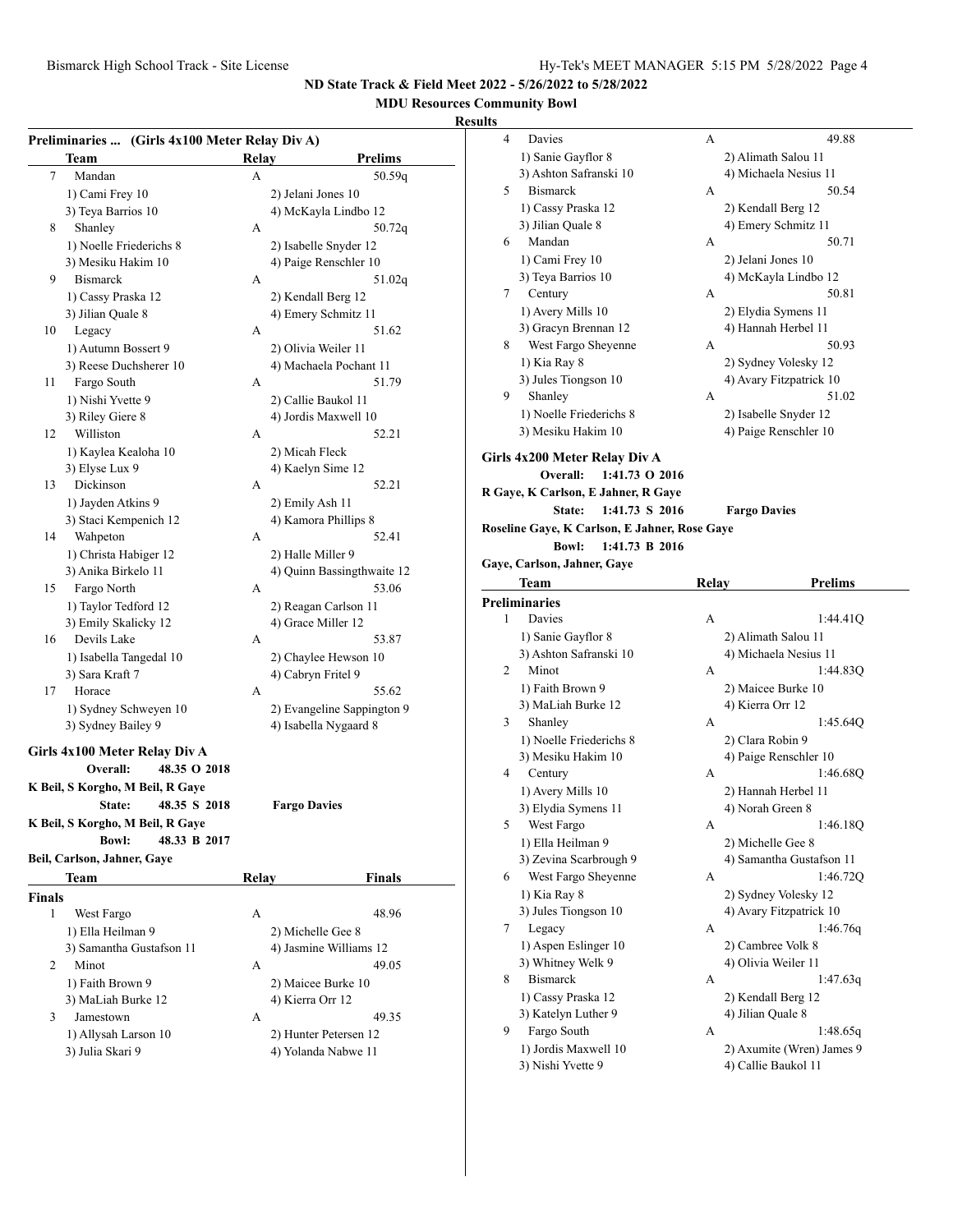## MDU Resources Community Bowl

### Results

**Preliminaries ... (Girls 4x100 Meter Relay Div A)**

| | Team | Relay | Prelims |
|---|---|---|---|
| 7 | Mandan | A | 50.59q |
| | 1) Cami Frey 10 | 2) Jelani Jones 10 | |
| | 3) Teya Barrios 10 | 4) McKayla Lindbo 12 | |
| 8 | Shanley | A | 50.72q |
| | 1) Noelle Friederichs 8 | 2) Isabelle Snyder 12 | |
| | 3) Mesiku Hakim 10 | 4) Paige Renschler 10 | |
| 9 | Bismarck | A | 51.02q |
| | 1) Cassy Praska 12 | 2) Kendall Berg 12 | |
| | 3) Jilian Quale 8 | 4) Emery Schmitz 11 | |
| 10 | Legacy | A | 51.62 |
| | 1) Autumn Bossert 9 | 2) Olivia Weiler 11 | |
| | 3) Reese Duchsherer 10 | 4) Machaela Pochant 11 | |
| 11 | Fargo South | A | 51.79 |
| | 1) Nishi Yvette 9 | 2) Callie Baukol 11 | |
| | 3) Riley Giere 8 | 4) Jordis Maxwell 10 | |
| 12 | Williston | A | 52.21 |
| | 1) Kaylea Kealoha 10 | 2) Micah Fleck | |
| | 3) Elyse Lux 9 | 4) Kaelyn Sime 12 | |
| 13 | Dickinson | A | 52.21 |
| | 1) Jayden Atkins 9 | 2) Emily Ash 11 | |
| | 3) Staci Kempenich 12 | 4) Kamora Phillips 8 | |
| 14 | Wahpeton | A | 52.41 |
| | 1) Christa Habiger 12 | 2) Halle Miller 9 | |
| | 3) Anika Birkelo 11 | 4) Quinn Bassingthwaite 12 | |
| 15 | Fargo North | A | 53.06 |
| | 1) Taylor Tedford 12 | 2) Reagan Carlson 11 | |
| | 3) Emily Skalicky 12 | 4) Grace Miller 12 | |
| 16 | Devils Lake | A | 53.87 |
| | 1) Isabella Tangedal 10 | 2) Chaylee Hewson 10 | |
| | 3) Sara Kraft 7 | 4) Cabryn Fritel 9 | |
| 17 | Horace | A | 55.62 |
| | 1) Sydney Schweyen 10 | 2) Evangeline Sappington 9 | |
| | 3) Sydney Bailey 9 | 4) Isabella Nygaard 8 | |

### Girls 4x100 Meter Relay Div A

**Overall: 48.35 O 2018**
**K Beil, S Korgho, M Beil, R Gaye**
**State: 48.35 S 2018 Fargo Davies**
**K Beil, S Korgho, M Beil, R Gaye**
**Bowl: 48.33 B 2017**
**Beil, Carlson, Jahner, Gaye**

| | Team | Relay | Finals |
|---|---|---|---|
| **Finals** | | | |
| 1 | West Fargo | A | 48.96 |
| | 1) Ella Heilman 9 | 2) Michelle Gee 8 | |
| | 3) Samantha Gustafson 11 | 4) Jasmine Williams 12 | |
| 2 | Minot | A | 49.05 |
| | 1) Faith Brown 9 | 2) Maicee Burke 10 | |
| | 3) MaLiah Burke 12 | 4) Kierra Orr 12 | |
| 3 | Jamestown | A | 49.35 |
| | 1) Allysah Larson 10 | 2) Hunter Petersen 12 | |
| | 3) Julia Skari 9 | 4) Yolanda Nabwe 11 | |
| 4 | Davies | A | 49.88 |
| | 1) Sanie Gayflor 8 | 2) Alimath Salou 11 | |
| | 3) Ashton Safranski 10 | 4) Michaela Nesius 11 | |
| 5 | Bismarck | A | 50.54 |
| | 1) Cassy Praska 12 | 2) Kendall Berg 12 | |
| | 3) Jilian Quale 8 | 4) Emery Schmitz 11 | |
| 6 | Mandan | A | 50.71 |
| | 1) Cami Frey 10 | 2) Jelani Jones 10 | |
| | 3) Teya Barrios 10 | 4) McKayla Lindbo 12 | |
| 7 | Century | A | 50.81 |
| | 1) Avery Mills 10 | 2) Elydia Symens 11 | |
| | 3) Gracyn Brennan 12 | 4) Hannah Herbel 11 | |
| 8 | West Fargo Sheyenne | A | 50.93 |
| | 1) Kia Ray 8 | 2) Sydney Volesky 12 | |
| | 3) Jules Tiongson 10 | 4) Avary Fitzpatrick 10 | |
| 9 | Shanley | A | 51.02 |
| | 1) Noelle Friederichs 8 | 2) Isabelle Snyder 12 | |
| | 3) Mesiku Hakim 10 | 4) Paige Renschler 10 | |

### Girls 4x200 Meter Relay Div A

**Overall: 1:41.73 O 2016**
**R Gaye, K Carlson, E Jahner, R Gaye**
**State: 1:41.73 S 2016 Fargo Davies**
**Roseline Gaye, K Carlson, E Jahner, Rose Gaye**
**Bowl: 1:41.73 B 2016**
**Gaye, Carlson, Jahner, Gaye**

| | Team | Relay | Prelims |
|---|---|---|---|
| **Preliminaries** | | | |
| 1 | Davies | A | 1:44.41Q |
| | 1) Sanie Gayflor 8 | 2) Alimath Salou 11 | |
| | 3) Ashton Safranski 10 | 4) Michaela Nesius 11 | |
| 2 | Minot | A | 1:44.83Q |
| | 1) Faith Brown 9 | 2) Maicee Burke 10 | |
| | 3) MaLiah Burke 12 | 4) Kierra Orr 12 | |
| 3 | Shanley | A | 1:45.64Q |
| | 1) Noelle Friederichs 8 | 2) Clara Robin 9 | |
| | 3) Mesiku Hakim 10 | 4) Paige Renschler 10 | |
| 4 | Century | A | 1:46.68Q |
| | 1) Avery Mills 10 | 2) Hannah Herbel 11 | |
| | 3) Elydia Symens 11 | 4) Norah Green 8 | |
| 5 | West Fargo | A | 1:46.18Q |
| | 1) Ella Heilman 9 | 2) Michelle Gee 8 | |
| | 3) Zevina Scarbrough 9 | 4) Samantha Gustafson 11 | |
| 6 | West Fargo Sheyenne | A | 1:46.72Q |
| | 1) Kia Ray 8 | 2) Sydney Volesky 12 | |
| | 3) Jules Tiongson 10 | 4) Avary Fitzpatrick 10 | |
| 7 | Legacy | A | 1:46.76q |
| | 1) Aspen Eslinger 10 | 2) Cambree Volk 8 | |
| | 3) Whitney Welk 9 | 4) Olivia Weiler 11 | |
| 8 | Bismarck | A | 1:47.63q |
| | 1) Cassy Praska 12 | 2) Kendall Berg 12 | |
| | 3) Katelyn Luther 9 | 4) Jilian Quale 8 | |
| 9 | Fargo South | A | 1:48.65q |
| | 1) Jordis Maxwell 10 | 2) Axumite (Wren) James 9 | |
| | 3) Nishi Yvette 9 | 4) Callie Baukol 11 | |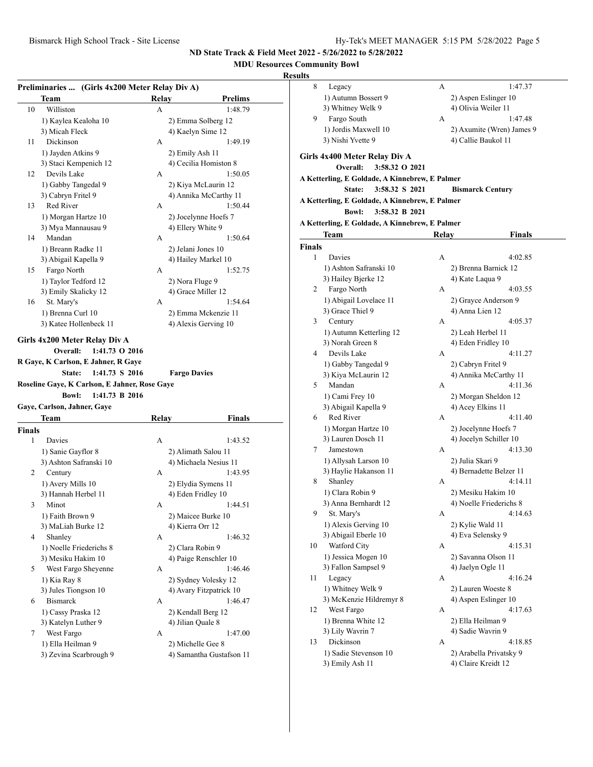**ND State Track & Field Meet 2022 - 5/26/2022 to 5/28/2022**

**MDU Resources Community Bowl**

**Results**

### Preliminaries ... (Girls 4x200 Meter Relay Div A)

| | Team | Relay | Prelims |
|---|---|---|---|
| 10 | Williston | A | 1:48.79 |
| | 1) Kaylea Kealoha 10 | 2) Emma Solberg 12 | |
| | 3) Micah Fleck | 4) Kaelyn Sime 12 | |
| 11 | Dickinson | A | 1:49.19 |
| | 1) Jayden Atkins 9 | 2) Emily Ash 11 | |
| | 3) Staci Kempenich 12 | 4) Cecilia Homiston 8 | |
| 12 | Devils Lake | A | 1:50.05 |
| | 1) Gabby Tangedal 9 | 2) Kiya McLaurin 12 | |
| | 3) Cabryn Fritel 9 | 4) Annika McCarthy 11 | |
| 13 | Red River | A | 1:50.44 |
| | 1) Morgan Hartze 10 | 2) Jocelynne Hoefs 7 | |
| | 3) Mya Mannausau 9 | 4) Ellery White 9 | |
| 14 | Mandan | A | 1:50.64 |
| | 1) Breann Radke 11 | 2) Jelani Jones 10 | |
| | 3) Abigail Kapella 9 | 4) Hailey Markel 10 | |
| 15 | Fargo North | A | 1:52.75 |
| | 1) Taylor Tedford 12 | 2) Nora Fluge 9 | |
| | 3) Emily Skalicky 12 | 4) Grace Miller 12 | |
| 16 | St. Mary's | A | 1:54.64 |
| | 1) Brenna Curl 10 | 2) Emma Mckenzie 11 | |
| | 3) Katee Hollenbeck 11 | 4) Alexis Gerving 10 | |

### Girls 4x200 Meter Relay Div A

**Overall:** 1:41.73 O 2016
R Gaye, K Carlson, E Jahner, R Gaye
**State:** 1:41.73 S 2016 **Fargo Davies**
Roseline Gaye, K Carlson, E Jahner, Rose Gaye
**Bowl:** 1:41.73 B 2016
Gaye, Carlson, Jahner, Gaye

**Finals**

| | Team | Relay | Finals |
|---|---|---|---|
| 1 | Davies | A | 1:43.52 |
| | 1) Sanie Gayflor 8 | 2) Alimath Salou 11 | |
| | 3) Ashton Safranski 10 | 4) Michaela Nesius 11 | |
| 2 | Century | A | 1:43.95 |
| | 1) Avery Mills 10 | 2) Elydia Symens 11 | |
| | 3) Hannah Herbel 11 | 4) Eden Fridley 10 | |
| 3 | Minot | A | 1:44.51 |
| | 1) Faith Brown 9 | 2) Maicee Burke 10 | |
| | 3) MaLiah Burke 12 | 4) Kierra Orr 12 | |
| 4 | Shanley | A | 1:46.32 |
| | 1) Noelle Friederichs 8 | 2) Clara Robin 9 | |
| | 3) Mesiku Hakim 10 | 4) Paige Renschler 10 | |
| 5 | West Fargo Sheyenne | A | 1:46.46 |
| | 1) Kia Ray 8 | 2) Sydney Volesky 12 | |
| | 3) Jules Tiongson 10 | 4) Avary Fitzpatrick 10 | |
| 6 | Bismarck | A | 1:46.47 |
| | 1) Cassy Praska 12 | 2) Kendall Berg 12 | |
| | 3) Katelyn Luther 9 | 4) Jilian Quale 8 | |
| 7 | West Fargo | A | 1:47.00 |
| | 1) Ella Heilman 9 | 2) Michelle Gee 8 | |
| | 3) Zevina Scarbrough 9 | 4) Samantha Gustafson 11 | |
| 8 | Legacy | A | 1:47.37 |
| | 1) Autumn Bossert 9 | 2) Aspen Eslinger 10 | |
| | 3) Whitney Welk 9 | 4) Olivia Weiler 11 | |
| 9 | Fargo South | A | 1:47.48 |
| | 1) Jordis Maxwell 10 | 2) Axumite (Wren) James 9 | |
| | 3) Nishi Yvette 9 | 4) Callie Baukol 11 | |

### Girls 4x400 Meter Relay Div A

**Overall:** 3:58.32 O 2021
A Ketterling, E Goldade, A Kinnebrew, E Palmer
**State:** 3:58.32 S 2021 **Bismarck Century**
A Ketterling, E Goldade, A Kinnebrew, E Palmer
**Bowl:** 3:58.32 B 2021
A Ketterling, E Goldade, A Kinnebrew, E Palmer

**Finals**

| | Team | Relay | Finals |
|---|---|---|---|
| 1 | Davies | A | 4:02.85 |
| | 1) Ashton Safranski 10 | 2) Brenna Barnick 12 | |
| | 3) Hailey Bjerke 12 | 4) Kate Laqua 9 | |
| 2 | Fargo North | A | 4:03.55 |
| | 1) Abigail Lovelace 11 | 2) Grayce Anderson 9 | |
| | 3) Grace Thiel 9 | 4) Anna Lien 12 | |
| 3 | Century | A | 4:05.37 |
| | 1) Autumn Ketterling 12 | 2) Leah Herbel 11 | |
| | 3) Norah Green 8 | 4) Eden Fridley 10 | |
| 4 | Devils Lake | A | 4:11.27 |
| | 1) Gabby Tangedal 9 | 2) Cabryn Fritel 9 | |
| | 3) Kiya McLaurin 12 | 4) Annika McCarthy 11 | |
| 5 | Mandan | A | 4:11.36 |
| | 1) Cami Frey 10 | 2) Morgan Sheldon 12 | |
| | 3) Abigail Kapella 9 | 4) Acey Elkins 11 | |
| 6 | Red River | A | 4:11.40 |
| | 1) Morgan Hartze 10 | 2) Jocelynne Hoefs 7 | |
| | 3) Lauren Dosch 11 | 4) Jocelyn Schiller 10 | |
| 7 | Jamestown | A | 4:13.30 |
| | 1) Allysah Larson 10 | 2) Julia Skari 9 | |
| | 3) Haylie Hakanson 11 | 4) Bernadette Belzer 11 | |
| 8 | Shanley | A | 4:14.11 |
| | 1) Clara Robin 9 | 2) Mesiku Hakim 10 | |
| | 3) Anna Bernhardt 12 | 4) Noelle Friederichs 8 | |
| 9 | St. Mary's | A | 4:14.63 |
| | 1) Alexis Gerving 10 | 2) Kylie Wald 11 | |
| | 3) Abigail Eberle 10 | 4) Eva Selensky 9 | |
| 10 | Watford City | A | 4:15.31 |
| | 1) Jessica Mogen 10 | 2) Savanna Olson 11 | |
| | 3) Fallon Sampsel 9 | 4) Jaelyn Ogle 11 | |
| 11 | Legacy | A | 4:16.24 |
| | 1) Whitney Welk 9 | 2) Lauren Woeste 8 | |
| | 3) McKenzie Hildremyr 8 | 4) Aspen Eslinger 10 | |
| 12 | West Fargo | A | 4:17.63 |
| | 1) Brenna White 12 | 2) Ella Heilman 9 | |
| | 3) Lily Wavrin 7 | 4) Sadie Wavrin 9 | |
| 13 | Dickinson | A | 4:18.85 |
| | 1) Sadie Stevenson 10 | 2) Arabella Privatsky 9 | |
| | 3) Emily Ash 11 | 4) Claire Kreidt 12 | |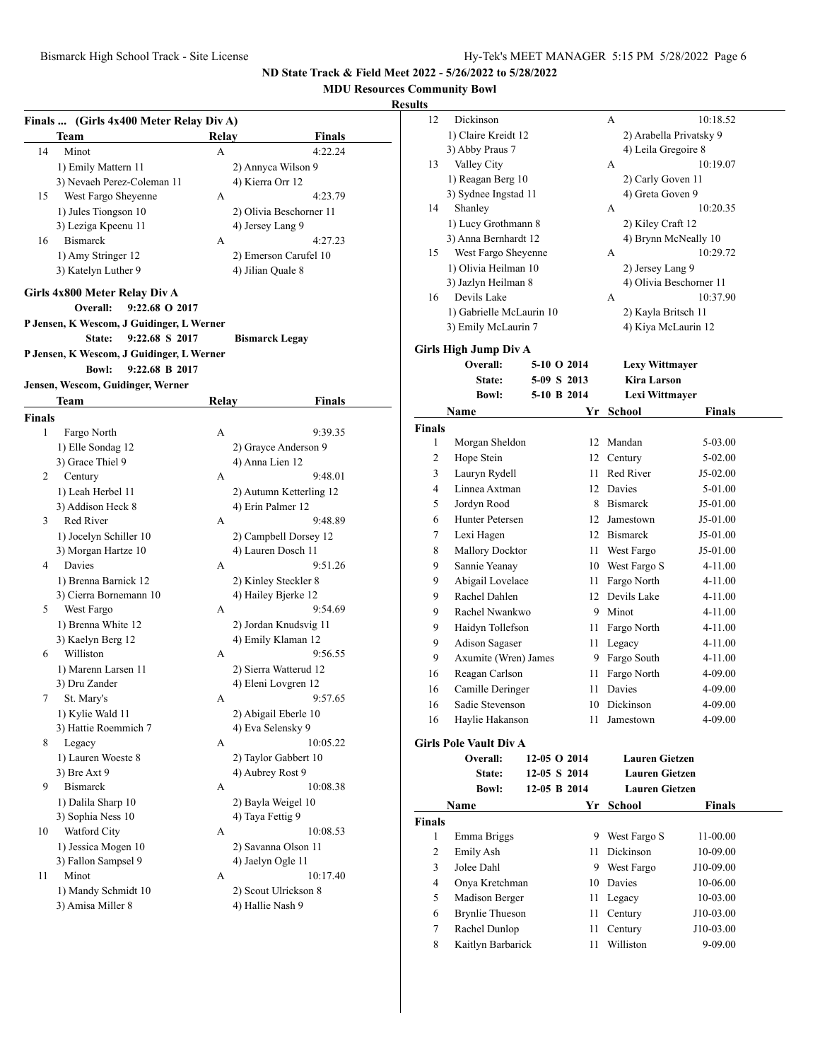## ND State Track & Field Meet 2022 - 5/26/2022 to 5/28/2022

### MDU Resources Community Bowl

**Results**

### Finals ... (Girls 4x400 Meter Relay Div A)

| | Team | Relay | Finals |
|---|---|---|---|
| 14 | Minot | A | 4:22.24 |
| | 1) Emily Mattern 11 | 2) Annyca Wilson 9 | |
| | 3) Nevaeh Perez-Coleman 11 | 4) Kierra Orr 12 | |
| 15 | West Fargo Sheyenne | A | 4:23.79 |
| | 1) Jules Tiongson 10 | 2) Olivia Beschorner 11 | |
| | 3) Leziga Kpeenu 11 | 4) Jersey Lang 9 | |
| 16 | Bismarck | A | 4:27.23 |
| | 1) Amy Stringer 12 | 2) Emerson Carufel 10 | |
| | 3) Katelyn Luther 9 | 4) Jilian Quale 8 | |

### Girls 4x800 Meter Relay Div A

**Overall:** 9:22.68 O 2017
P Jensen, K Wescom, J Guidinger, L Werner
**State:** 9:22.68 S 2017 **Bismarck Legay**
P Jensen, K Wescom, J Guidinger, L Werner
**Bowl:** 9:22.68 B 2017
Jensen, Wescom, Guidinger, Werner

| | Team | Relay | Finals |
|---|---|---|---|
| **Finals** | | | |
| 1 | Fargo North | A | 9:39.35 |
| | 1) Elle Sondag 12 | 2) Grayce Anderson 9 | |
| | 3) Grace Thiel 9 | 4) Anna Lien 12 | |
| 2 | Century | A | 9:48.01 |
| | 1) Leah Herbel 11 | 2) Autumn Ketterling 12 | |
| | 3) Addison Heck 8 | 4) Erin Palmer 12 | |
| 3 | Red River | A | 9:48.89 |
| | 1) Jocelyn Schiller 10 | 2) Campbell Dorsey 12 | |
| | 3) Morgan Hartze 10 | 4) Lauren Dosch 11 | |
| 4 | Davies | A | 9:51.26 |
| | 1) Brenna Barnick 12 | 2) Kinley Steckler 8 | |
| | 3) Cierra Bornemann 10 | 4) Hailey Bjerke 12 | |
| 5 | West Fargo | A | 9:54.69 |
| | 1) Brenna White 12 | 2) Jordan Knudsvig 11 | |
| | 3) Kaelyn Berg 12 | 4) Emily Klaman 12 | |
| 6 | Williston | A | 9:56.55 |
| | 1) Marenn Larsen 11 | 2) Sierra Watterud 12 | |
| | 3) Dru Zander | 4) Eleni Lovgren 12 | |
| 7 | St. Mary's | A | 9:57.65 |
| | 1) Kylie Wald 11 | 2) Abigail Eberle 10 | |
| | 3) Hattie Roemmich 7 | 4) Eva Selensky 9 | |
| 8 | Legacy | A | 10:05.22 |
| | 1) Lauren Woeste 8 | 2) Taylor Gabbert 10 | |
| | 3) Bre Axt 9 | 4) Aubrey Rost 9 | |
| 9 | Bismarck | A | 10:08.38 |
| | 1) Dalila Sharp 10 | 2) Bayla Weigel 10 | |
| | 3) Sophia Ness 10 | 4) Taya Fettig 9 | |
| 10 | Watford City | A | 10:08.53 |
| | 1) Jessica Mogen 10 | 2) Savanna Olson 11 | |
| | 3) Fallon Sampsel 9 | 4) Jaelyn Ogle 11 | |
| 11 | Minot | A | 10:17.40 |
| | 1) Mandy Schmidt 10 | 2) Scout Ulrickson 8 | |
| | 3) Amisa Miller 8 | 4) Hallie Nash 9 | |
| 12 | Dickinson | A | 10:18.52 |
| | 1) Claire Kreidt 12 | 2) Arabella Privatsky 9 | |
| | 3) Abby Praus 7 | 4) Leila Gregoire 8 | |
| 13 | Valley City | A | 10:19.07 |
| | 1) Reagan Berg 10 | 2) Carly Goven 11 | |
| | 3) Sydnee Ingstad 11 | 4) Greta Goven 9 | |
| 14 | Shanley | A | 10:20.35 |
| | 1) Lucy Grothmann 8 | 2) Kiley Craft 12 | |
| | 3) Anna Bernhardt 12 | 4) Brynn McNeally 10 | |
| 15 | West Fargo Sheyenne | A | 10:29.72 |
| | 1) Olivia Heilman 10 | 2) Jersey Lang 9 | |
| | 3) Jazlyn Heilman 8 | 4) Olivia Beschorner 11 | |
| 16 | Devils Lake | A | 10:37.90 |
| | 1) Gabrielle McLaurin 10 | 2) Kayla Britsch 11 | |
| | 3) Emily McLaurin 7 | 4) Kiya McLaurin 12 | |

### Girls High Jump Div A

**Overall:** 5-10 O 2014 **Lexy Wittmayer**
**State:** 5-09 S 2013 **Kira Larson**
**Bowl:** 5-10 B 2014 **Lexi Wittmayer**

| | Name | Yr | School | Finals |
|---|---|---|---|---|
| **Finals** | | | | |
| 1 | Morgan Sheldon | 12 | Mandan | 5-03.00 |
| 2 | Hope Stein | 12 | Century | 5-02.00 |
| 3 | Lauryn Rydell | 11 | Red River | J5-02.00 |
| 4 | Linnea Axtman | 12 | Davies | 5-01.00 |
| 5 | Jordyn Rood | 8 | Bismarck | J5-01.00 |
| 6 | Hunter Petersen | 12 | Jamestown | J5-01.00 |
| 7 | Lexi Hagen | 12 | Bismarck | J5-01.00 |
| 8 | Mallory Docktor | 11 | West Fargo | J5-01.00 |
| 9 | Sannie Yeanay | 10 | West Fargo S | 4-11.00 |
| 9 | Abigail Lovelace | 11 | Fargo North | 4-11.00 |
| 9 | Rachel Dahlen | 12 | Devils Lake | 4-11.00 |
| 9 | Rachel Nwankwo | 9 | Minot | 4-11.00 |
| 9 | Haidyn Tollefson | 11 | Fargo North | 4-11.00 |
| 9 | Adison Sagaser | 11 | Legacy | 4-11.00 |
| 9 | Axumite (Wren) James | 9 | Fargo South | 4-11.00 |
| 16 | Reagan Carlson | 11 | Fargo North | 4-09.00 |
| 16 | Camille Deringer | 11 | Davies | 4-09.00 |
| 16 | Sadie Stevenson | 10 | Dickinson | 4-09.00 |
| 16 | Haylie Hakanson | 11 | Jamestown | 4-09.00 |

### Girls Pole Vault Div A

**Overall:** 12-05 O 2014 **Lauren Gietzen**
**State:** 12-05 S 2014 **Lauren Gietzen**
**Bowl:** 12-05 B 2014 **Lauren Gietzen**

| | Name | Yr | School | Finals |
|---|---|---|---|---|
| **Finals** | | | | |
| 1 | Emma Briggs | 9 | West Fargo S | 11-00.00 |
| 2 | Emily Ash | 11 | Dickinson | 10-09.00 |
| 3 | Jolee Dahl | 9 | West Fargo | J10-09.00 |
| 4 | Onya Kretchman | 10 | Davies | 10-06.00 |
| 5 | Madison Berger | 11 | Legacy | 10-03.00 |
| 6 | Brynlie Thueson | 11 | Century | J10-03.00 |
| 7 | Rachel Dunlop | 11 | Century | J10-03.00 |
| 8 | Kaitlyn Barbarick | 11 | Williston | 9-09.00 |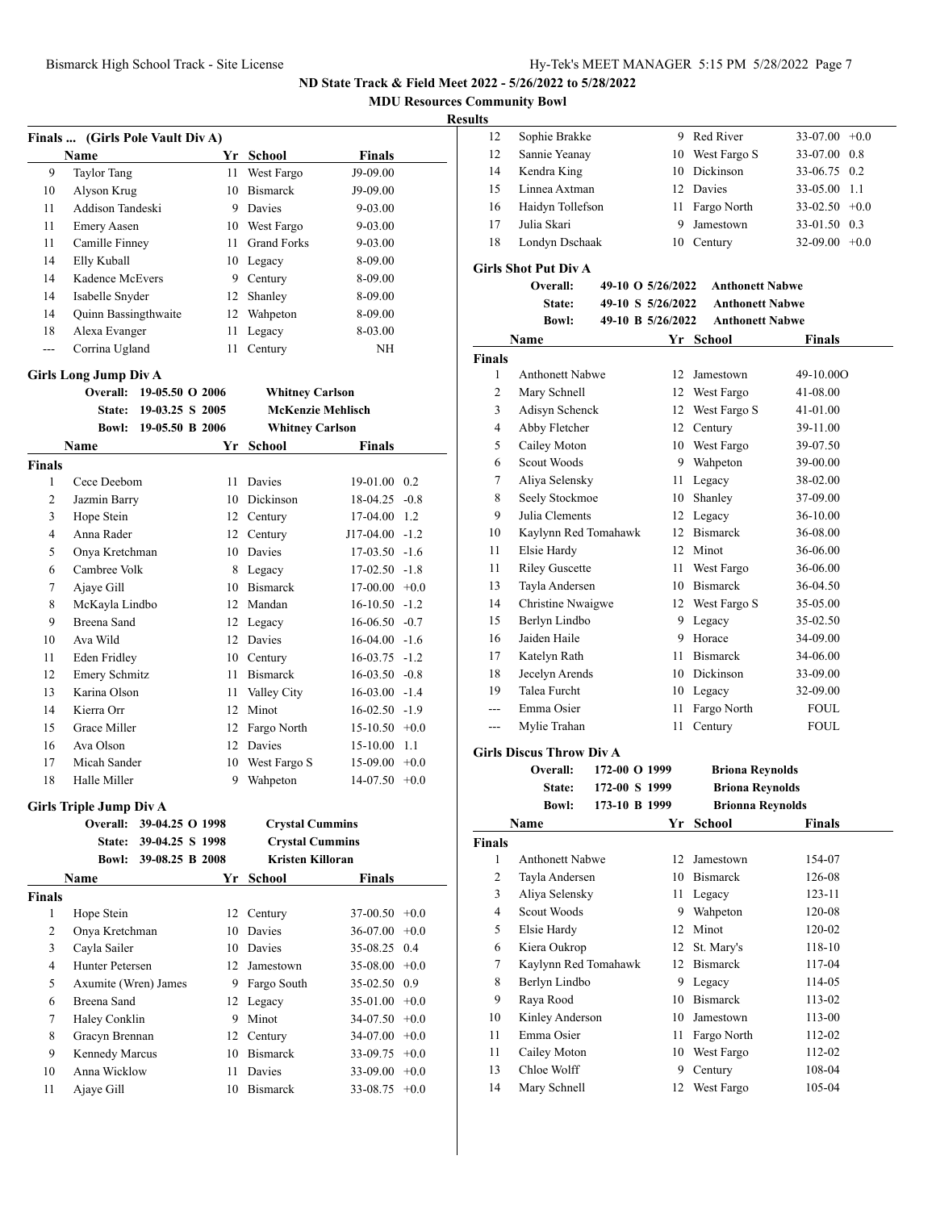ND State Track & Field Meet 2022 - 5/26/2022 to 5/28/2022

MDU Resources Community Bowl

**Results**

**Finals ... (Girls Pole Vault Div A)**

| | Name | Yr | School | Finals |
|---|---|---|---|---|
| 9 | Taylor Tang | 11 | West Fargo | J9-09.00 |
| 10 | Alyson Krug | 10 | Bismarck | J9-09.00 |
| 11 | Addison Tandeski | 9 | Davies | 9-03.00 |
| 11 | Emery Aasen | 10 | West Fargo | 9-03.00 |
| 11 | Camille Finney | 11 | Grand Forks | 9-03.00 |
| 14 | Elly Kuball | 10 | Legacy | 8-09.00 |
| 14 | Kadence McEvers | 9 | Century | 8-09.00 |
| 14 | Isabelle Snyder | 12 | Shanley | 8-09.00 |
| 14 | Quinn Bassingthwaite | 12 | Wahpeton | 8-09.00 |
| 18 | Alexa Evanger | 11 | Legacy | 8-03.00 |
| --- | Corrina Ugland | 11 | Century | NH |

### Girls Long Jump Div A

Overall: 19-05.50 O 2006 Whitney Carlson
State: 19-03.25 S 2005 McKenzie Mehlisch
Bowl: 19-05.50 B 2006 Whitney Carlson

| | Name | Yr | School | Finals | |
|---|---|---|---|---|---|
| **Finals** | | | | | |
| 1 | Cece Deebom | 11 | Davies | 19-01.00 | 0.2 |
| 2 | Jazmin Barry | 10 | Dickinson | 18-04.25 | -0.8 |
| 3 | Hope Stein | 12 | Century | 17-04.00 | 1.2 |
| 4 | Anna Rader | 12 | Century | J17-04.00 | -1.2 |
| 5 | Onya Kretchman | 10 | Davies | 17-03.50 | -1.6 |
| 6 | Cambree Volk | 8 | Legacy | 17-02.50 | -1.8 |
| 7 | Ajaye Gill | 10 | Bismarck | 17-00.00 | +0.0 |
| 8 | McKayla Lindbo | 12 | Mandan | 16-10.50 | -1.2 |
| 9 | Breena Sand | 12 | Legacy | 16-06.50 | -0.7 |
| 10 | Ava Wild | 12 | Davies | 16-04.00 | -1.6 |
| 11 | Eden Fridley | 10 | Century | 16-03.75 | -1.2 |
| 12 | Emery Schmitz | 11 | Bismarck | 16-03.50 | -0.8 |
| 13 | Karina Olson | 11 | Valley City | 16-03.00 | -1.4 |
| 14 | Kierra Orr | 12 | Minot | 16-02.50 | -1.9 |
| 15 | Grace Miller | 12 | Fargo North | 15-10.50 | +0.0 |
| 16 | Ava Olson | 12 | Davies | 15-10.00 | 1.1 |
| 17 | Micah Sander | 10 | West Fargo S | 15-09.00 | +0.0 |
| 18 | Halle Miller | 9 | Wahpeton | 14-07.50 | +0.0 |

### Girls Triple Jump Div A

Overall: 39-04.25 O 1998 Crystal Cummins
State: 39-04.25 S 1998 Crystal Cummins
Bowl: 39-08.25 B 2008 Kristen Killoran

| | Name | Yr | School | Finals | |
|---|---|---|---|---|---|
| **Finals** | | | | | |
| 1 | Hope Stein | 12 | Century | 37-00.50 | +0.0 |
| 2 | Onya Kretchman | 10 | Davies | 36-07.00 | +0.0 |
| 3 | Cayla Sailer | 10 | Davies | 35-08.25 | 0.4 |
| 4 | Hunter Petersen | 12 | Jamestown | 35-08.00 | +0.0 |
| 5 | Axumite (Wren) James | 9 | Fargo South | 35-02.50 | 0.9 |
| 6 | Breena Sand | 12 | Legacy | 35-01.00 | +0.0 |
| 7 | Haley Conklin | 9 | Minot | 34-07.50 | +0.0 |
| 8 | Gracyn Brennan | 12 | Century | 34-07.00 | +0.0 |
| 9 | Kennedy Marcus | 10 | Bismarck | 33-09.75 | +0.0 |
| 10 | Anna Wicklow | 11 | Davies | 33-09.00 | +0.0 |
| 11 | Ajaye Gill | 10 | Bismarck | 33-08.75 | +0.0 |
| 12 | Sophie Brakke | 9 | Red River | 33-07.00 | +0.0 |
| 12 | Sannie Yeanay | 10 | West Fargo S | 33-07.00 | 0.8 |
| 14 | Kendra King | 10 | Dickinson | 33-06.75 | 0.2 |
| 15 | Linnea Axtman | 12 | Davies | 33-05.00 | 1.1 |
| 16 | Haidyn Tollefson | 11 | Fargo North | 33-02.50 | +0.0 |
| 17 | Julia Skari | 9 | Jamestown | 33-01.50 | 0.3 |
| 18 | Londyn Dschaak | 10 | Century | 32-09.00 | +0.0 |

### Girls Shot Put Div A

Overall: 49-10 O 5/26/2022 Anthonett Nabwe
State: 49-10 S 5/26/2022 Anthonett Nabwe
Bowl: 49-10 B 5/26/2022 Anthonett Nabwe

| | Name | Yr | School | Finals |
|---|---|---|---|---|
| **Finals** | | | | |
| 1 | Anthonett Nabwe | 12 | Jamestown | 49-10.00O |
| 2 | Mary Schnell | 12 | West Fargo | 41-08.00 |
| 3 | Adisyn Schenck | 12 | West Fargo S | 41-01.00 |
| 4 | Abby Fletcher | 12 | Century | 39-11.00 |
| 5 | Cailey Moton | 10 | West Fargo | 39-07.50 |
| 6 | Scout Woods | 9 | Wahpeton | 39-00.00 |
| 7 | Aliya Selensky | 11 | Legacy | 38-02.00 |
| 8 | Seely Stockmoe | 10 | Shanley | 37-09.00 |
| 9 | Julia Clements | 12 | Legacy | 36-10.00 |
| 10 | Kaylynn Red Tomahawk | 12 | Bismarck | 36-08.00 |
| 11 | Elsie Hardy | 12 | Minot | 36-06.00 |
| 11 | Riley Guscette | 11 | West Fargo | 36-06.00 |
| 13 | Tayla Andersen | 10 | Bismarck | 36-04.50 |
| 14 | Christine Nwaigwe | 12 | West Fargo S | 35-05.00 |
| 15 | Berlyn Lindbo | 9 | Legacy | 35-02.50 |
| 16 | Jaiden Haile | 9 | Horace | 34-09.00 |
| 17 | Katelyn Rath | 11 | Bismarck | 34-06.00 |
| 18 | Jecelyn Arends | 10 | Dickinson | 33-09.00 |
| 19 | Talea Furcht | 10 | Legacy | 32-09.00 |
| --- | Emma Osier | 11 | Fargo North | FOUL |
| --- | Mylie Trahan | 11 | Century | FOUL |

### Girls Discus Throw Div A

Overall: 172-00 O 1999 Briona Reynolds
State: 172-00 S 1999 Briona Reynolds
Bowl: 173-10 B 1999 Brionna Reynolds

| | Name | Yr | School | Finals |
|---|---|---|---|---|
| **Finals** | | | | |
| 1 | Anthonett Nabwe | 12 | Jamestown | 154-07 |
| 2 | Tayla Andersen | 10 | Bismarck | 126-08 |
| 3 | Aliya Selensky | 11 | Legacy | 123-11 |
| 4 | Scout Woods | 9 | Wahpeton | 120-08 |
| 5 | Elsie Hardy | 12 | Minot | 120-02 |
| 6 | Kiera Oukrop | 12 | St. Mary's | 118-10 |
| 7 | Kaylynn Red Tomahawk | 12 | Bismarck | 117-04 |
| 8 | Berlyn Lindbo | 9 | Legacy | 114-05 |
| 9 | Raya Rood | 10 | Bismarck | 113-02 |
| 10 | Kinley Anderson | 10 | Jamestown | 113-00 |
| 11 | Emma Osier | 11 | Fargo North | 112-02 |
| 11 | Cailey Moton | 10 | West Fargo | 112-02 |
| 13 | Chloe Wolff | 9 | Century | 108-04 |
| 14 | Mary Schnell | 12 | West Fargo | 105-04 |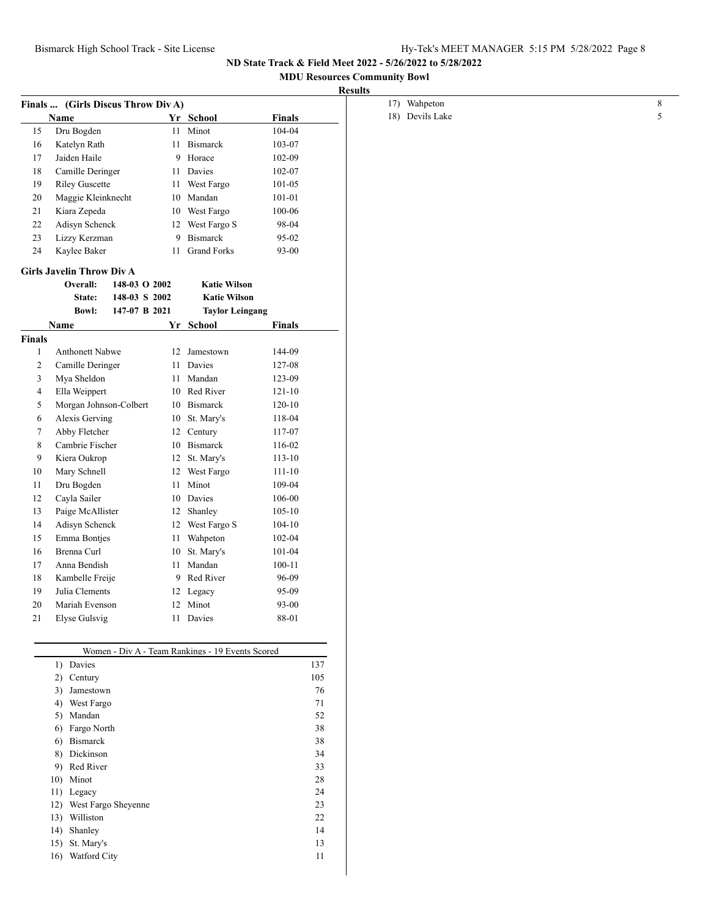## ND State Track & Field Meet 2022 - 5/26/2022 to 5/28/2022

### MDU Resources Community Bowl

**Results**

### Finals ... (Girls Discus Throw Div A)

| | Name | Yr | School | Finals |
|---|---|---|---|---|
| 15 | Dru Bogden | 11 | Minot | 104-04 |
| 16 | Katelyn Rath | 11 | Bismarck | 103-07 |
| 17 | Jaiden Haile | 9 | Horace | 102-09 |
| 18 | Camille Deringer | 11 | Davies | 102-07 |
| 19 | Riley Guscette | 11 | West Fargo | 101-05 |
| 20 | Maggie Kleinknecht | 10 | Mandan | 101-01 |
| 21 | Kiara Zepeda | 10 | West Fargo | 100-06 |
| 22 | Adisyn Schenck | 12 | West Fargo S | 98-04 |
| 23 | Lizzy Kerzman | 9 | Bismarck | 95-02 |
| 24 | Kaylee Baker | 11 | Grand Forks | 93-00 |

### Girls Javelin Throw Div A

| | | | |
|---|---|---|---|
| **Overall:** | 148-03 O 2002 | | **Katie Wilson** |
| **State:** | 148-03 S 2002 | | **Katie Wilson** |
| **Bowl:** | 147-07 B 2021 | | **Taylor Leingang** |

**Finals**

| | Name | Yr | School | Finals |
|---|---|---|---|---|
| 1 | Anthonett Nabwe | 12 | Jamestown | 144-09 |
| 2 | Camille Deringer | 11 | Davies | 127-08 |
| 3 | Mya Sheldon | 11 | Mandan | 123-09 |
| 4 | Ella Weippert | 10 | Red River | 121-10 |
| 5 | Morgan Johnson-Colbert | 10 | Bismarck | 120-10 |
| 6 | Alexis Gerving | 10 | St. Mary's | 118-04 |
| 7 | Abby Fletcher | 12 | Century | 117-07 |
| 8 | Cambrie Fischer | 10 | Bismarck | 116-02 |
| 9 | Kiera Oukrop | 12 | St. Mary's | 113-10 |
| 10 | Mary Schnell | 12 | West Fargo | 111-10 |
| 11 | Dru Bogden | 11 | Minot | 109-04 |
| 12 | Cayla Sailer | 10 | Davies | 106-00 |
| 13 | Paige McAllister | 12 | Shanley | 105-10 |
| 14 | Adisyn Schenck | 12 | West Fargo S | 104-10 |
| 15 | Emma Bontjes | 11 | Wahpeton | 102-04 |
| 16 | Brenna Curl | 10 | St. Mary's | 101-04 |
| 17 | Anna Bendish | 11 | Mandan | 100-11 |
| 18 | Kambelle Freije | 9 | Red River | 96-09 |
| 19 | Julia Clements | 12 | Legacy | 95-09 |
| 20 | Mariah Evenson | 12 | Minot | 93-00 |
| 21 | Elyse Gulsvig | 11 | Davies | 88-01 |

### Women - Div A - Team Rankings - 19 Events Scored

| Rank | School | Points |
|---|---|---|
| 1) | Davies | 137 |
| 2) | Century | 105 |
| 3) | Jamestown | 76 |
| 4) | West Fargo | 71 |
| 5) | Mandan | 52 |
| 6) | Fargo North | 38 |
| 6) | Bismarck | 38 |
| 8) | Dickinson | 34 |
| 9) | Red River | 33 |
| 10) | Minot | 28 |
| 11) | Legacy | 24 |
| 12) | West Fargo Sheyenne | 23 |
| 13) | Williston | 22 |
| 14) | Shanley | 14 |
| 15) | St. Mary's | 13 |
| 16) | Watford City | 11 |
| 17) | Wahpeton | 8 |
| 18) | Devils Lake | 5 |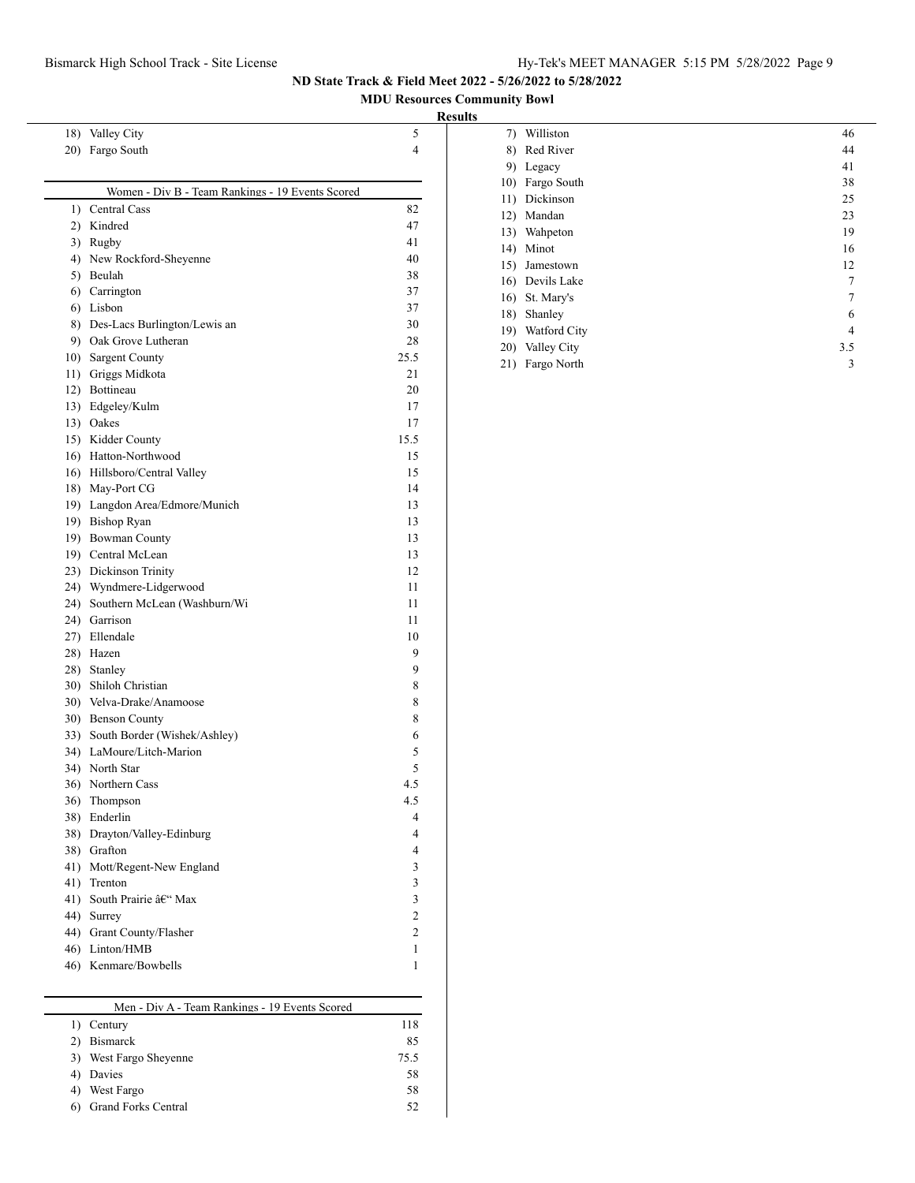## ND State Track & Field Meet 2022 - 5/26/2022 to 5/28/2022

### MDU Resources Community Bowl

#### Results

| Place | Team | Points |
|---|---|---|
| 18) | Valley City | 5 |
| 20) | Fargo South | 4 |

**Women - Div B - Team Rankings - 19 Events Scored**

| Place | Team | Points |
|---|---|---|
| 1) | Central Cass | 82 |
| 2) | Kindred | 47 |
| 3) | Rugby | 41 |
| 4) | New Rockford-Sheyenne | 40 |
| 5) | Beulah | 38 |
| 6) | Carrington | 37 |
| 6) | Lisbon | 37 |
| 8) | Des-Lacs Burlington/Lewis an | 30 |
| 9) | Oak Grove Lutheran | 28 |
| 10) | Sargent County | 25.5 |
| 11) | Griggs Midkota | 21 |
| 12) | Bottineau | 20 |
| 13) | Edgeley/Kulm | 17 |
| 13) | Oakes | 17 |
| 15) | Kidder County | 15.5 |
| 16) | Hatton-Northwood | 15 |
| 16) | Hillsboro/Central Valley | 15 |
| 18) | May-Port CG | 14 |
| 19) | Langdon Area/Edmore/Munich | 13 |
| 19) | Bishop Ryan | 13 |
| 19) | Bowman County | 13 |
| 19) | Central McLean | 13 |
| 23) | Dickinson Trinity | 12 |
| 24) | Wyndmere-Lidgerwood | 11 |
| 24) | Southern McLean (Washburn/Wi | 11 |
| 24) | Garrison | 11 |
| 27) | Ellendale | 10 |
| 28) | Hazen | 9 |
| 28) | Stanley | 9 |
| 30) | Shiloh Christian | 8 |
| 30) | Velva-Drake/Anamoose | 8 |
| 30) | Benson County | 8 |
| 33) | South Border (Wishek/Ashley) | 6 |
| 34) | LaMoure/Litch-Marion | 5 |
| 34) | North Star | 5 |
| 36) | Northern Cass | 4.5 |
| 36) | Thompson | 4.5 |
| 38) | Enderlin | 4 |
| 38) | Drayton/Valley-Edinburg | 4 |
| 38) | Grafton | 4 |
| 41) | Mott/Regent-New England | 3 |
| 41) | Trenton | 3 |
| 41) | South Prairie â€“ Max | 3 |
| 44) | Surrey | 2 |
| 44) | Grant County/Flasher | 2 |
| 46) | Linton/HMB | 1 |
| 46) | Kenmare/Bowbells | 1 |

**Men - Div A - Team Rankings - 19 Events Scored**

| Place | Team | Points |
|---|---|---|
| 1) | Century | 118 |
| 2) | Bismarck | 85 |
| 3) | West Fargo Sheyenne | 75.5 |
| 4) | Davies | 58 |
| 4) | West Fargo | 58 |
| 6) | Grand Forks Central | 52 |
| 7) | Williston | 46 |
| 8) | Red River | 44 |
| 9) | Legacy | 41 |
| 10) | Fargo South | 38 |
| 11) | Dickinson | 25 |
| 12) | Mandan | 23 |
| 13) | Wahpeton | 19 |
| 14) | Minot | 16 |
| 15) | Jamestown | 12 |
| 16) | Devils Lake | 7 |
| 16) | St. Mary's | 7 |
| 18) | Shanley | 6 |
| 19) | Watford City | 4 |
| 20) | Valley City | 3.5 |
| 21) | Fargo North | 3 |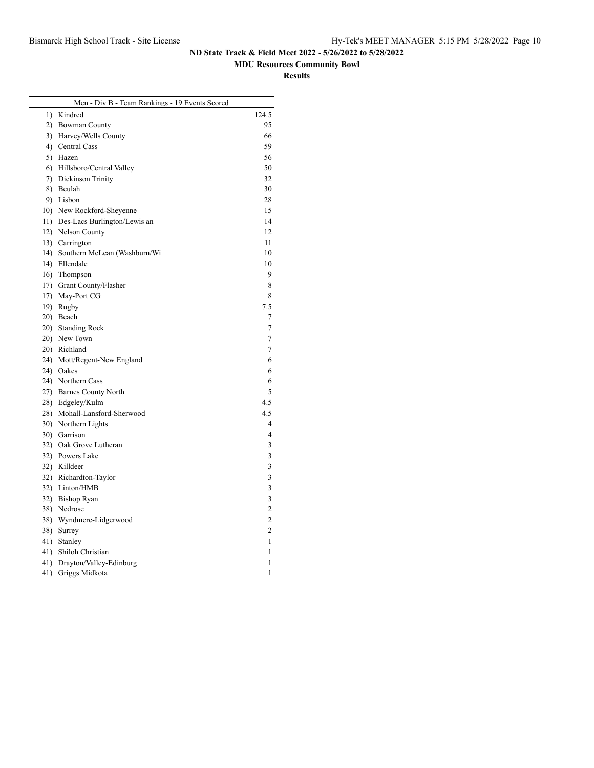**ND State Track & Field Meet 2022 - 5/26/2022 to 5/28/2022**

**MDU Resources Community Bowl**

**Results**

| Men - Div B - Team Rankings - 19 Events Scored | | |
|---|---|---|
| 1) | Kindred | 124.5 |
| 2) | Bowman County | 95 |
| 3) | Harvey/Wells County | 66 |
| 4) | Central Cass | 59 |
| 5) | Hazen | 56 |
| 6) | Hillsboro/Central Valley | 50 |
| 7) | Dickinson Trinity | 32 |
| 8) | Beulah | 30 |
| 9) | Lisbon | 28 |
| 10) | New Rockford-Sheyenne | 15 |
| 11) | Des-Lacs Burlington/Lewis an | 14 |
| 12) | Nelson County | 12 |
| 13) | Carrington | 11 |
| 14) | Southern McLean (Washburn/Wi | 10 |
| 14) | Ellendale | 10 |
| 16) | Thompson | 9 |
| 17) | Grant County/Flasher | 8 |
| 17) | May-Port CG | 8 |
| 19) | Rugby | 7.5 |
| 20) | Beach | 7 |
| 20) | Standing Rock | 7 |
| 20) | New Town | 7 |
| 20) | Richland | 7 |
| 24) | Mott/Regent-New England | 6 |
| 24) | Oakes | 6 |
| 24) | Northern Cass | 6 |
| 27) | Barnes County North | 5 |
| 28) | Edgeley/Kulm | 4.5 |
| 28) | Mohall-Lansford-Sherwood | 4.5 |
| 30) | Northern Lights | 4 |
| 30) | Garrison | 4 |
| 32) | Oak Grove Lutheran | 3 |
| 32) | Powers Lake | 3 |
| 32) | Killdeer | 3 |
| 32) | Richardton-Taylor | 3 |
| 32) | Linton/HMB | 3 |
| 32) | Bishop Ryan | 3 |
| 38) | Nedrose | 2 |
| 38) | Wyndmere-Lidgerwood | 2 |
| 38) | Surrey | 2 |
| 41) | Stanley | 1 |
| 41) | Shiloh Christian | 1 |
| 41) | Drayton/Valley-Edinburg | 1 |
| 41) | Griggs Midkota | 1 |